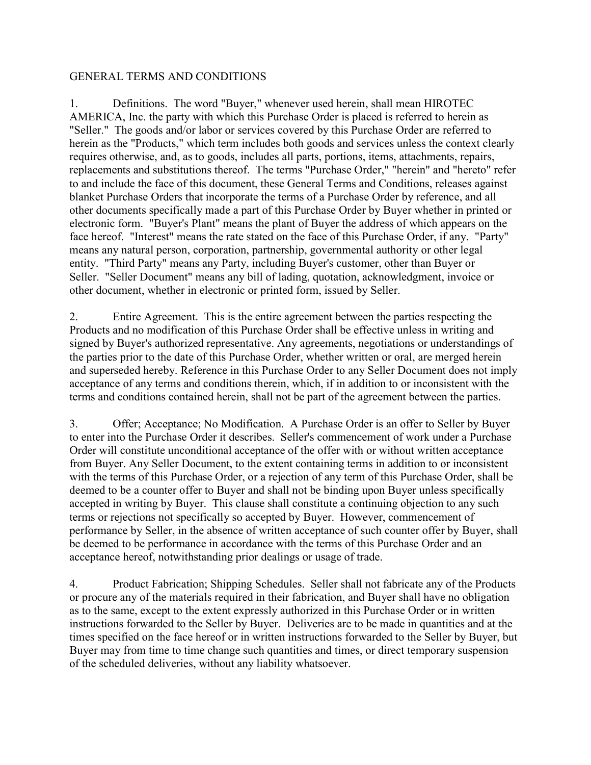# GENERAL TERMS AND CONDITIONS

1. Definitions. The word "Buyer," whenever used herein, shall mean HIROTEC AMERICA, Inc. the party with which this Purchase Order is placed is referred to herein as "Seller." The goods and/or labor or services covered by this Purchase Order are referred to herein as the "Products," which term includes both goods and services unless the context clearly requires otherwise, and, as to goods, includes all parts, portions, items, attachments, repairs, replacements and substitutions thereof. The terms "Purchase Order," "herein" and "hereto" refer to and include the face of this document, these General Terms and Conditions, releases against blanket Purchase Orders that incorporate the terms of a Purchase Order by reference, and all other documents specifically made a part of this Purchase Order by Buyer whether in printed or electronic form. "Buyer's Plant" means the plant of Buyer the address of which appears on the face hereof. "Interest" means the rate stated on the face of this Purchase Order, if any. "Party" means any natural person, corporation, partnership, governmental authority or other legal entity. "Third Party" means any Party, including Buyer's customer, other than Buyer or Seller. "Seller Document" means any bill of lading, quotation, acknowledgment, invoice or other document, whether in electronic or printed form, issued by Seller.

2. Entire Agreement. This is the entire agreement between the parties respecting the Products and no modification of this Purchase Order shall be effective unless in writing and signed by Buyer's authorized representative. Any agreements, negotiations or understandings of the parties prior to the date of this Purchase Order, whether written or oral, are merged herein and superseded hereby. Reference in this Purchase Order to any Seller Document does not imply acceptance of any terms and conditions therein, which, if in addition to or inconsistent with the terms and conditions contained herein, shall not be part of the agreement between the parties.

3. Offer; Acceptance; No Modification. A Purchase Order is an offer to Seller by Buyer to enter into the Purchase Order it describes. Seller's commencement of work under a Purchase Order will constitute unconditional acceptance of the offer with or without written acceptance from Buyer. Any Seller Document, to the extent containing terms in addition to or inconsistent with the terms of this Purchase Order, or a rejection of any term of this Purchase Order, shall be deemed to be a counter offer to Buyer and shall not be binding upon Buyer unless specifically accepted in writing by Buyer. This clause shall constitute a continuing objection to any such terms or rejections not specifically so accepted by Buyer. However, commencement of performance by Seller, in the absence of written acceptance of such counter offer by Buyer, shall be deemed to be performance in accordance with the terms of this Purchase Order and an acceptance hereof, notwithstanding prior dealings or usage of trade.

4. Product Fabrication; Shipping Schedules. Seller shall not fabricate any of the Products or procure any of the materials required in their fabrication, and Buyer shall have no obligation as to the same, except to the extent expressly authorized in this Purchase Order or in written instructions forwarded to the Seller by Buyer. Deliveries are to be made in quantities and at the times specified on the face hereof or in written instructions forwarded to the Seller by Buyer, but Buyer may from time to time change such quantities and times, or direct temporary suspension of the scheduled deliveries, without any liability whatsoever.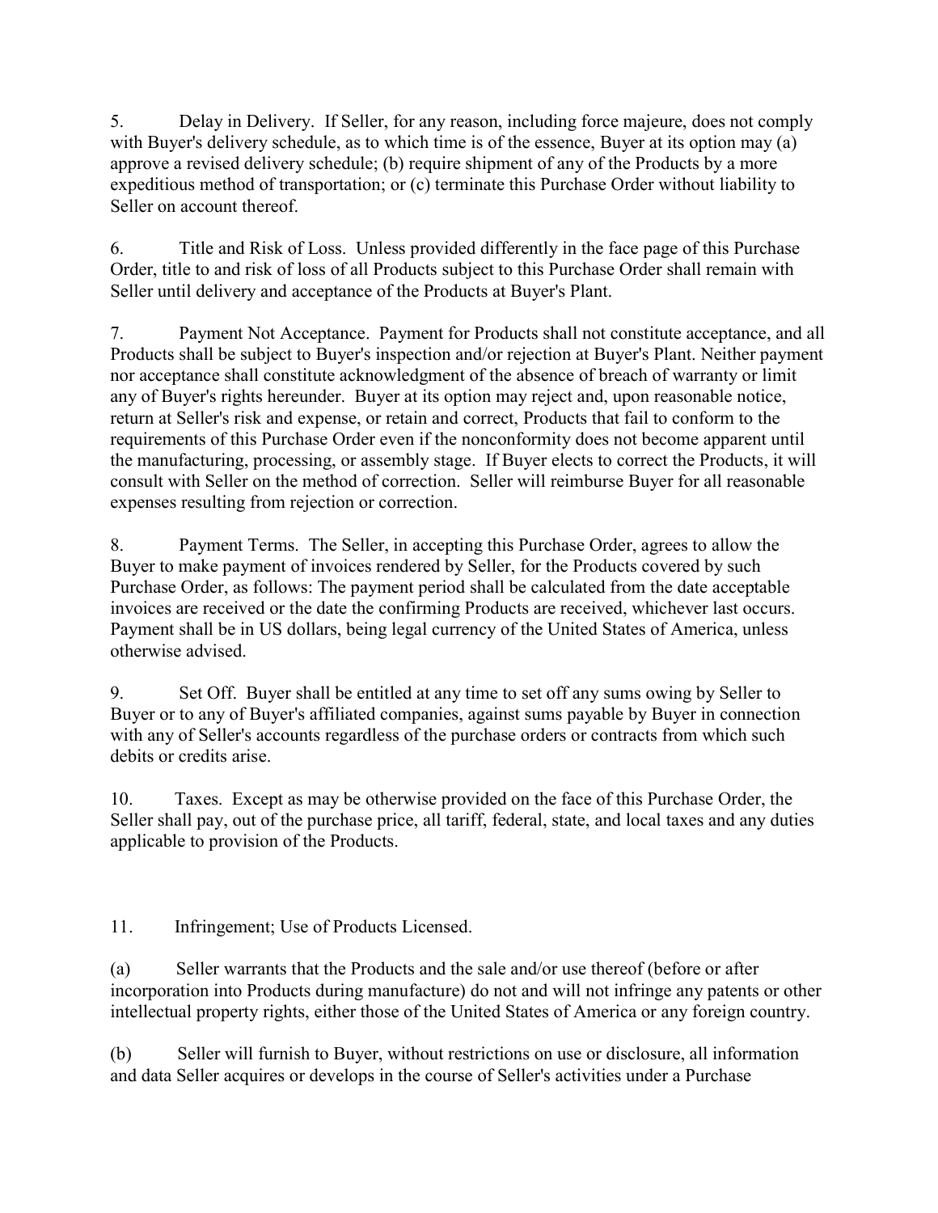5. Delay in Delivery. If Seller, for any reason, including force majeure, does not comply with Buyer's delivery schedule, as to which time is of the essence, Buyer at its option may (a) approve a revised delivery schedule; (b) require shipment of any of the Products by a more expeditious method of transportation; or (c) terminate this Purchase Order without liability to Seller on account thereof.

6. Title and Risk of Loss. Unless provided differently in the face page of this Purchase Order, title to and risk of loss of all Products subject to this Purchase Order shall remain with Seller until delivery and acceptance of the Products at Buyer's Plant.

7. Payment Not Acceptance. Payment for Products shall not constitute acceptance, and all Products shall be subject to Buyer's inspection and/or rejection at Buyer's Plant. Neither payment nor acceptance shall constitute acknowledgment of the absence of breach of warranty or limit any of Buyer's rights hereunder. Buyer at its option may reject and, upon reasonable notice, return at Seller's risk and expense, or retain and correct, Products that fail to conform to the requirements of this Purchase Order even if the nonconformity does not become apparent until the manufacturing, processing, or assembly stage. If Buyer elects to correct the Products, it will consult with Seller on the method of correction. Seller will reimburse Buyer for all reasonable expenses resulting from rejection or correction.

8. Payment Terms. The Seller, in accepting this Purchase Order, agrees to allow the Buyer to make payment of invoices rendered by Seller, for the Products covered by such Purchase Order, as follows: The payment period shall be calculated from the date acceptable invoices are received or the date the confirming Products are received, whichever last occurs. Payment shall be in US dollars, being legal currency of the United States of America, unless otherwise advised.

9. Set Off. Buyer shall be entitled at any time to set off any sums owing by Seller to Buyer or to any of Buyer's affiliated companies, against sums payable by Buyer in connection with any of Seller's accounts regardless of the purchase orders or contracts from which such debits or credits arise.

10. Taxes. Except as may be otherwise provided on the face of this Purchase Order, the Seller shall pay, out of the purchase price, all tariff, federal, state, and local taxes and any duties applicable to provision of the Products.

11. Infringement; Use of Products Licensed.

(a) Seller warrants that the Products and the sale and/or use thereof (before or after incorporation into Products during manufacture) do not and will not infringe any patents or other intellectual property rights, either those of the United States of America or any foreign country.

(b) Seller will furnish to Buyer, without restrictions on use or disclosure, all information and data Seller acquires or develops in the course of Seller's activities under a Purchase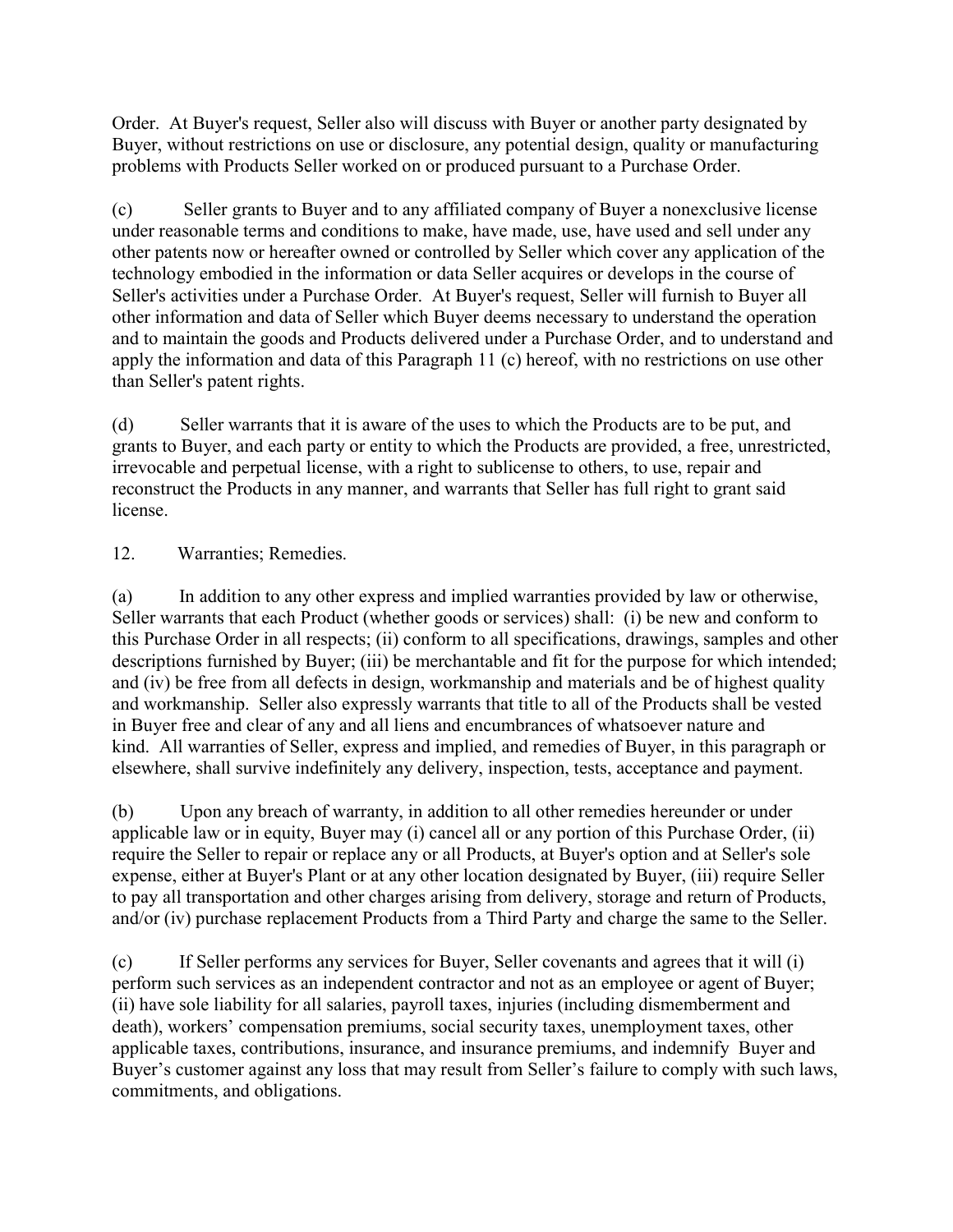Order. At Buyer's request, Seller also will discuss with Buyer or another party designated by Buyer, without restrictions on use or disclosure, any potential design, quality or manufacturing problems with Products Seller worked on or produced pursuant to a Purchase Order.

(c) Seller grants to Buyer and to any affiliated company of Buyer a nonexclusive license under reasonable terms and conditions to make, have made, use, have used and sell under any other patents now or hereafter owned or controlled by Seller which cover any application of the technology embodied in the information or data Seller acquires or develops in the course of Seller's activities under a Purchase Order. At Buyer's request, Seller will furnish to Buyer all other information and data of Seller which Buyer deems necessary to understand the operation and to maintain the goods and Products delivered under a Purchase Order, and to understand and apply the information and data of this Paragraph 11 (c) hereof, with no restrictions on use other than Seller's patent rights.

(d) Seller warrants that it is aware of the uses to which the Products are to be put, and grants to Buyer, and each party or entity to which the Products are provided, a free, unrestricted, irrevocable and perpetual license, with a right to sublicense to others, to use, repair and reconstruct the Products in any manner, and warrants that Seller has full right to grant said license.

12. Warranties; Remedies.

(a) In addition to any other express and implied warranties provided by law or otherwise, Seller warrants that each Product (whether goods or services) shall: (i) be new and conform to this Purchase Order in all respects; (ii) conform to all specifications, drawings, samples and other descriptions furnished by Buyer; (iii) be merchantable and fit for the purpose for which intended; and (iv) be free from all defects in design, workmanship and materials and be of highest quality and workmanship. Seller also expressly warrants that title to all of the Products shall be vested in Buyer free and clear of any and all liens and encumbrances of whatsoever nature and kind. All warranties of Seller, express and implied, and remedies of Buyer, in this paragraph or elsewhere, shall survive indefinitely any delivery, inspection, tests, acceptance and payment.

(b) Upon any breach of warranty, in addition to all other remedies hereunder or under applicable law or in equity, Buyer may (i) cancel all or any portion of this Purchase Order, (ii) require the Seller to repair or replace any or all Products, at Buyer's option and at Seller's sole expense, either at Buyer's Plant or at any other location designated by Buyer, (iii) require Seller to pay all transportation and other charges arising from delivery, storage and return of Products, and/or (iv) purchase replacement Products from a Third Party and charge the same to the Seller.

(c) If Seller performs any services for Buyer, Seller covenants and agrees that it will (i) perform such services as an independent contractor and not as an employee or agent of Buyer; (ii) have sole liability for all salaries, payroll taxes, injuries (including dismemberment and death), workers' compensation premiums, social security taxes, unemployment taxes, other applicable taxes, contributions, insurance, and insurance premiums, and indemnify Buyer and Buyer's customer against any loss that may result from Seller's failure to comply with such laws, commitments, and obligations.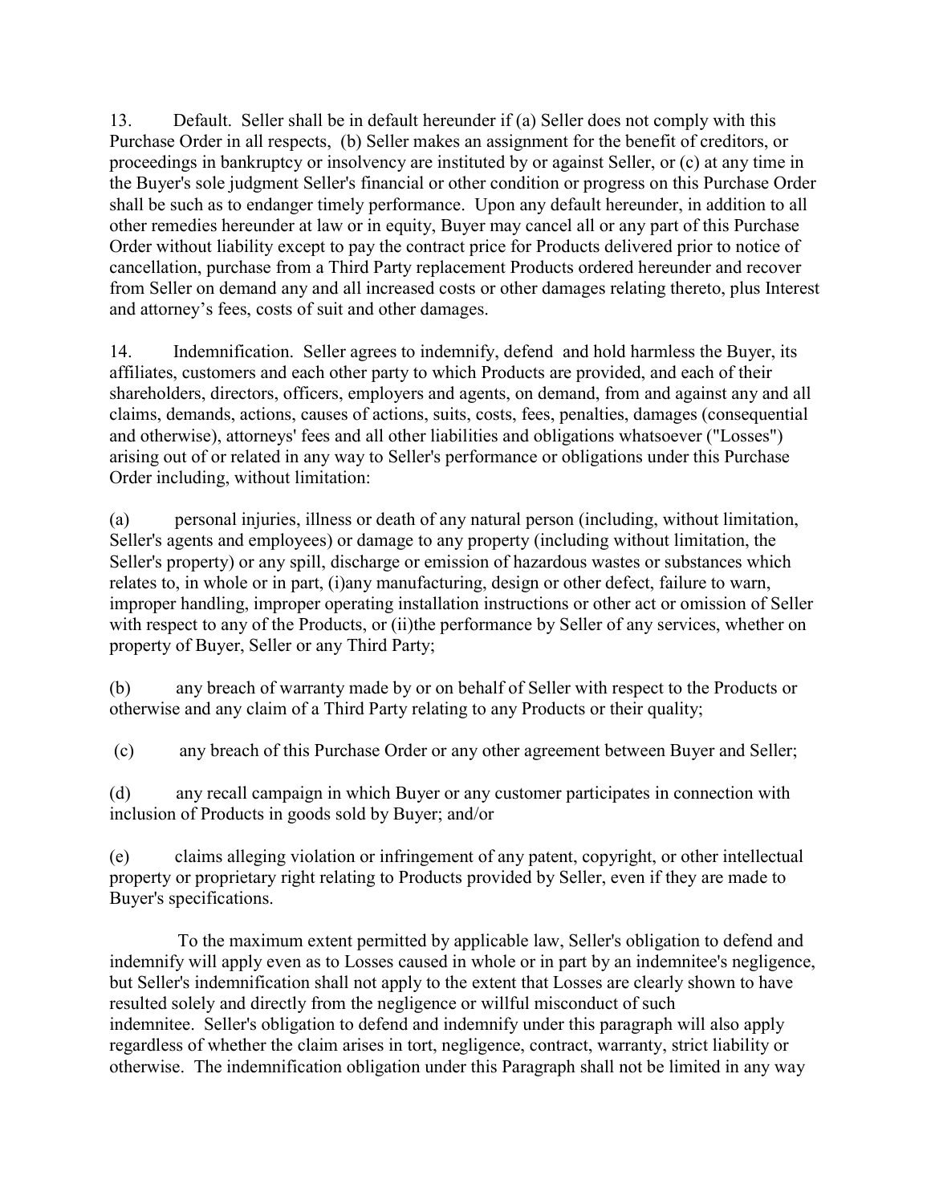13. Default. Seller shall be in default hereunder if (a) Seller does not comply with this Purchase Order in all respects, (b) Seller makes an assignment for the benefit of creditors, or proceedings in bankruptcy or insolvency are instituted by or against Seller, or (c) at any time in the Buyer's sole judgment Seller's financial or other condition or progress on this Purchase Order shall be such as to endanger timely performance. Upon any default hereunder, in addition to all other remedies hereunder at law or in equity, Buyer may cancel all or any part of this Purchase Order without liability except to pay the contract price for Products delivered prior to notice of cancellation, purchase from a Third Party replacement Products ordered hereunder and recover from Seller on demand any and all increased costs or other damages relating thereto, plus Interest and attorney's fees, costs of suit and other damages.

14. Indemnification. Seller agrees to indemnify, defend and hold harmless the Buyer, its affiliates, customers and each other party to which Products are provided, and each of their shareholders, directors, officers, employers and agents, on demand, from and against any and all claims, demands, actions, causes of actions, suits, costs, fees, penalties, damages (consequential and otherwise), attorneys' fees and all other liabilities and obligations whatsoever ("Losses") arising out of or related in any way to Seller's performance or obligations under this Purchase Order including, without limitation:

(a) personal injuries, illness or death of any natural person (including, without limitation, Seller's agents and employees) or damage to any property (including without limitation, the Seller's property) or any spill, discharge or emission of hazardous wastes or substances which relates to, in whole or in part, (i)any manufacturing, design or other defect, failure to warn, improper handling, improper operating installation instructions or other act or omission of Seller with respect to any of the Products, or (ii)the performance by Seller of any services, whether on property of Buyer, Seller or any Third Party;

(b) any breach of warranty made by or on behalf of Seller with respect to the Products or otherwise and any claim of a Third Party relating to any Products or their quality;

(c) any breach of this Purchase Order or any other agreement between Buyer and Seller;

(d) any recall campaign in which Buyer or any customer participates in connection with inclusion of Products in goods sold by Buyer; and/or

(e) claims alleging violation or infringement of any patent, copyright, or other intellectual property or proprietary right relating to Products provided by Seller, even if they are made to Buyer's specifications.

To the maximum extent permitted by applicable law, Seller's obligation to defend and indemnify will apply even as to Losses caused in whole or in part by an indemnitee's negligence, but Seller's indemnification shall not apply to the extent that Losses are clearly shown to have resulted solely and directly from the negligence or willful misconduct of such indemnitee. Seller's obligation to defend and indemnify under this paragraph will also apply regardless of whether the claim arises in tort, negligence, contract, warranty, strict liability or otherwise. The indemnification obligation under this Paragraph shall not be limited in any way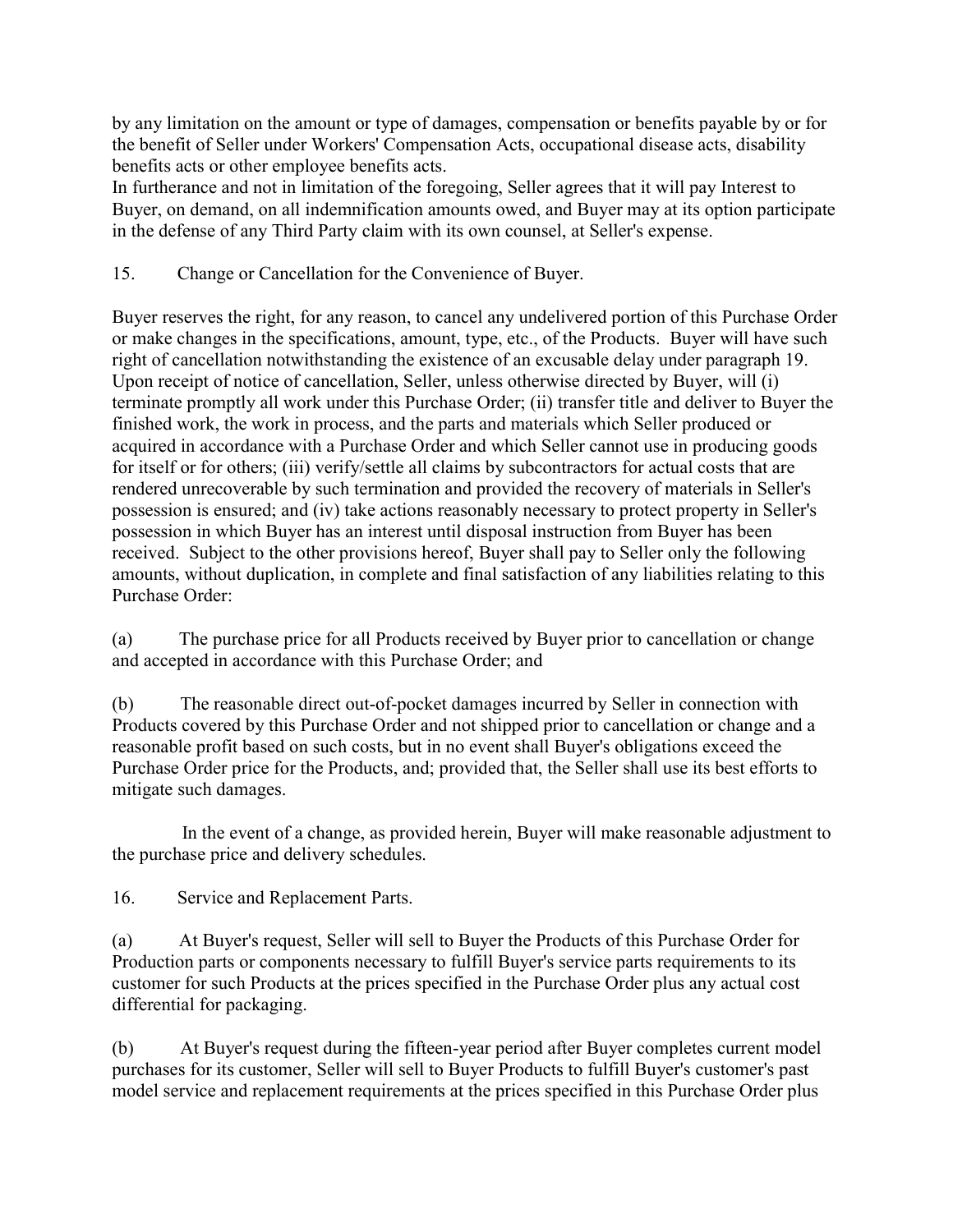by any limitation on the amount or type of damages, compensation or benefits payable by or for the benefit of Seller under Workers' Compensation Acts, occupational disease acts, disability benefits acts or other employee benefits acts.
In furtherance and not in limitation of the foregoing, Seller agrees that it will pay Interest to Buyer, on demand, on all indemnification amounts owed, and Buyer may at its option participate in the defense of any Third Party claim with its own counsel, at Seller's expense.

15. Change or Cancellation for the Convenience of Buyer.

Buyer reserves the right, for any reason, to cancel any undelivered portion of this Purchase Order or make changes in the specifications, amount, type, etc., of the Products. Buyer will have such right of cancellation notwithstanding the existence of an excusable delay under paragraph 19. Upon receipt of notice of cancellation, Seller, unless otherwise directed by Buyer, will (i) terminate promptly all work under this Purchase Order; (ii) transfer title and deliver to Buyer the finished work, the work in process, and the parts and materials which Seller produced or acquired in accordance with a Purchase Order and which Seller cannot use in producing goods for itself or for others; (iii) verify/settle all claims by subcontractors for actual costs that are rendered unrecoverable by such termination and provided the recovery of materials in Seller's possession is ensured; and (iv) take actions reasonably necessary to protect property in Seller's possession in which Buyer has an interest until disposal instruction from Buyer has been received. Subject to the other provisions hereof, Buyer shall pay to Seller only the following amounts, without duplication, in complete and final satisfaction of any liabilities relating to this Purchase Order:

(a) The purchase price for all Products received by Buyer prior to cancellation or change and accepted in accordance with this Purchase Order; and

(b) The reasonable direct out-of-pocket damages incurred by Seller in connection with Products covered by this Purchase Order and not shipped prior to cancellation or change and a reasonable profit based on such costs, but in no event shall Buyer's obligations exceed the Purchase Order price for the Products, and; provided that, the Seller shall use its best efforts to mitigate such damages.

In the event of a change, as provided herein, Buyer will make reasonable adjustment to the purchase price and delivery schedules.

16. Service and Replacement Parts.

(a) At Buyer's request, Seller will sell to Buyer the Products of this Purchase Order for Production parts or components necessary to fulfill Buyer's service parts requirements to its customer for such Products at the prices specified in the Purchase Order plus any actual cost differential for packaging.

(b) At Buyer's request during the fifteen-year period after Buyer completes current model purchases for its customer, Seller will sell to Buyer Products to fulfill Buyer's customer's past model service and replacement requirements at the prices specified in this Purchase Order plus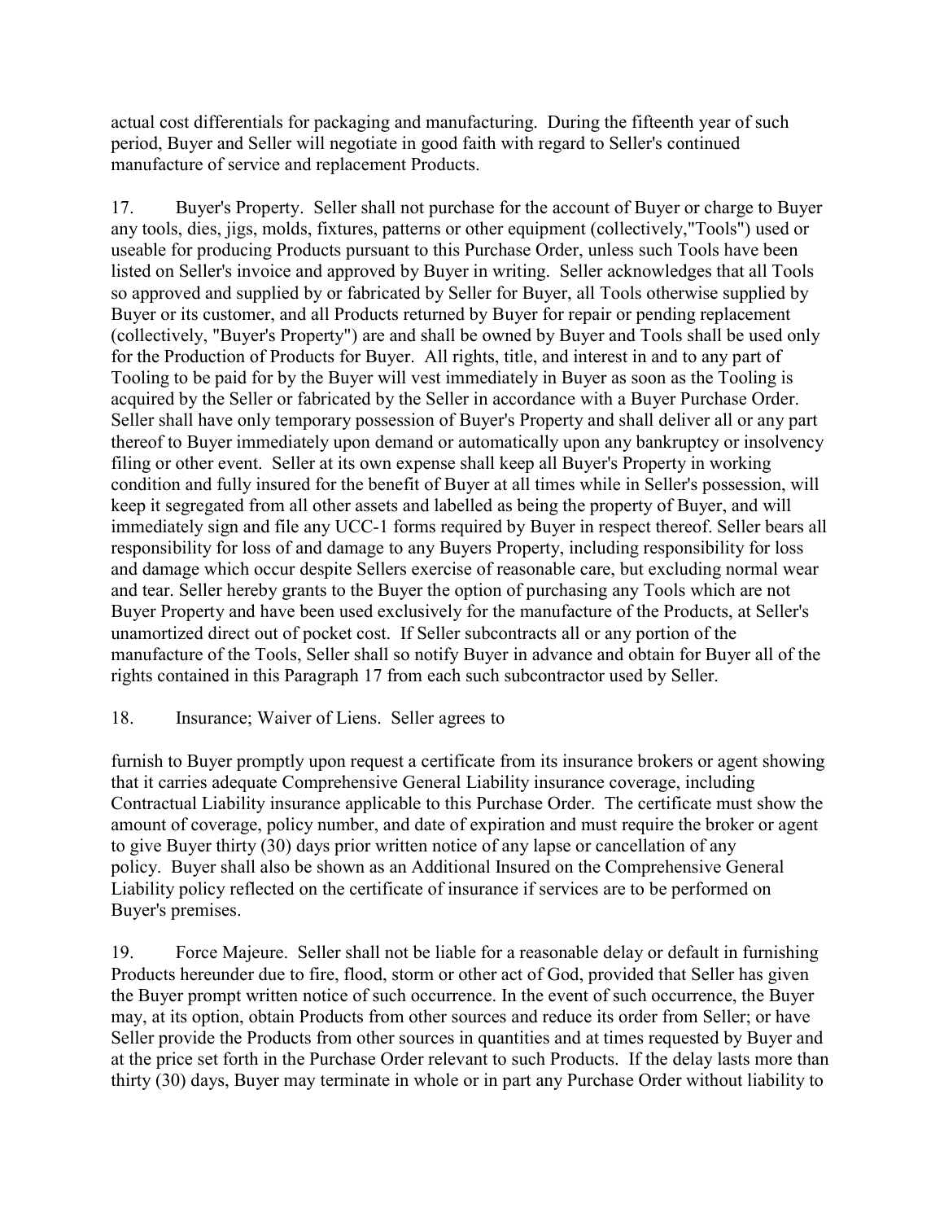actual cost differentials for packaging and manufacturing. During the fifteenth year of such period, Buyer and Seller will negotiate in good faith with regard to Seller's continued manufacture of service and replacement Products.

17. Buyer's Property. Seller shall not purchase for the account of Buyer or charge to Buyer any tools, dies, jigs, molds, fixtures, patterns or other equipment (collectively,"Tools") used or useable for producing Products pursuant to this Purchase Order, unless such Tools have been listed on Seller's invoice and approved by Buyer in writing. Seller acknowledges that all Tools so approved and supplied by or fabricated by Seller for Buyer, all Tools otherwise supplied by Buyer or its customer, and all Products returned by Buyer for repair or pending replacement (collectively, "Buyer's Property") are and shall be owned by Buyer and Tools shall be used only for the Production of Products for Buyer. All rights, title, and interest in and to any part of Tooling to be paid for by the Buyer will vest immediately in Buyer as soon as the Tooling is acquired by the Seller or fabricated by the Seller in accordance with a Buyer Purchase Order. Seller shall have only temporary possession of Buyer's Property and shall deliver all or any part thereof to Buyer immediately upon demand or automatically upon any bankruptcy or insolvency filing or other event. Seller at its own expense shall keep all Buyer's Property in working condition and fully insured for the benefit of Buyer at all times while in Seller's possession, will keep it segregated from all other assets and labelled as being the property of Buyer, and will immediately sign and file any UCC-1 forms required by Buyer in respect thereof. Seller bears all responsibility for loss of and damage to any Buyers Property, including responsibility for loss and damage which occur despite Sellers exercise of reasonable care, but excluding normal wear and tear. Seller hereby grants to the Buyer the option of purchasing any Tools which are not Buyer Property and have been used exclusively for the manufacture of the Products, at Seller's unamortized direct out of pocket cost. If Seller subcontracts all or any portion of the manufacture of the Tools, Seller shall so notify Buyer in advance and obtain for Buyer all of the rights contained in this Paragraph 17 from each such subcontractor used by Seller.

18. Insurance; Waiver of Liens. Seller agrees to

furnish to Buyer promptly upon request a certificate from its insurance brokers or agent showing that it carries adequate Comprehensive General Liability insurance coverage, including Contractual Liability insurance applicable to this Purchase Order. The certificate must show the amount of coverage, policy number, and date of expiration and must require the broker or agent to give Buyer thirty (30) days prior written notice of any lapse or cancellation of any policy. Buyer shall also be shown as an Additional Insured on the Comprehensive General Liability policy reflected on the certificate of insurance if services are to be performed on Buyer's premises.

19. Force Majeure. Seller shall not be liable for a reasonable delay or default in furnishing Products hereunder due to fire, flood, storm or other act of God, provided that Seller has given the Buyer prompt written notice of such occurrence. In the event of such occurrence, the Buyer may, at its option, obtain Products from other sources and reduce its order from Seller; or have Seller provide the Products from other sources in quantities and at times requested by Buyer and at the price set forth in the Purchase Order relevant to such Products. If the delay lasts more than thirty (30) days, Buyer may terminate in whole or in part any Purchase Order without liability to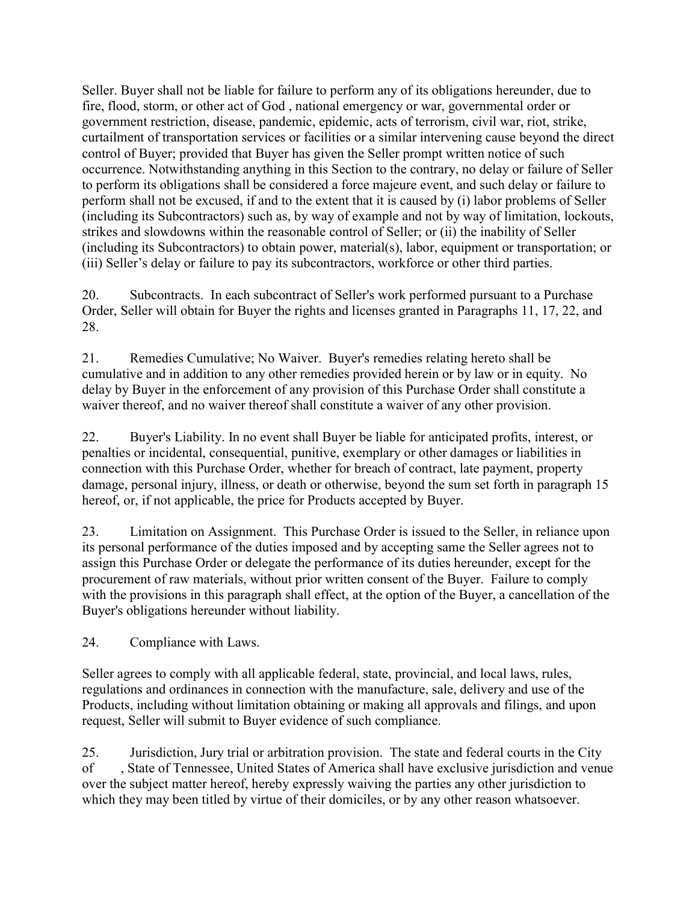Seller. Buyer shall not be liable for failure to perform any of its obligations hereunder, due to fire, flood, storm, or other act of God , national emergency or war, governmental order or government restriction, disease, pandemic, epidemic, acts of terrorism, civil war, riot, strike, curtailment of transportation services or facilities or a similar intervening cause beyond the direct control of Buyer; provided that Buyer has given the Seller prompt written notice of such occurrence. Notwithstanding anything in this Section to the contrary, no delay or failure of Seller to perform its obligations shall be considered a force majeure event, and such delay or failure to perform shall not be excused, if and to the extent that it is caused by (i) labor problems of Seller (including its Subcontractors) such as, by way of example and not by way of limitation, lockouts, strikes and slowdowns within the reasonable control of Seller; or (ii) the inability of Seller (including its Subcontractors) to obtain power, material(s), labor, equipment or transportation; or (iii) Seller's delay or failure to pay its subcontractors, workforce or other third parties.

20. Subcontracts. In each subcontract of Seller's work performed pursuant to a Purchase Order, Seller will obtain for Buyer the rights and licenses granted in Paragraphs 11, 17, 22, and 28.

21. Remedies Cumulative; No Waiver. Buyer's remedies relating hereto shall be cumulative and in addition to any other remedies provided herein or by law or in equity. No delay by Buyer in the enforcement of any provision of this Purchase Order shall constitute a waiver thereof, and no waiver thereof shall constitute a waiver of any other provision.

22. Buyer's Liability. In no event shall Buyer be liable for anticipated profits, interest, or penalties or incidental, consequential, punitive, exemplary or other damages or liabilities in connection with this Purchase Order, whether for breach of contract, late payment, property damage, personal injury, illness, or death or otherwise, beyond the sum set forth in paragraph 15 hereof, or, if not applicable, the price for Products accepted by Buyer.

23. Limitation on Assignment. This Purchase Order is issued to the Seller, in reliance upon its personal performance of the duties imposed and by accepting same the Seller agrees not to assign this Purchase Order or delegate the performance of its duties hereunder, except for the procurement of raw materials, without prior written consent of the Buyer. Failure to comply with the provisions in this paragraph shall effect, at the option of the Buyer, a cancellation of the Buyer's obligations hereunder without liability.

24. Compliance with Laws.

Seller agrees to comply with all applicable federal, state, provincial, and local laws, rules, regulations and ordinances in connection with the manufacture, sale, delivery and use of the Products, including without limitation obtaining or making all approvals and filings, and upon request, Seller will submit to Buyer evidence of such compliance.

25. Jurisdiction, Jury trial or arbitration provision. The state and federal courts in the City of , State of Tennessee, United States of America shall have exclusive jurisdiction and venue over the subject matter hereof, hereby expressly waiving the parties any other jurisdiction to which they may been titled by virtue of their domiciles, or by any other reason whatsoever.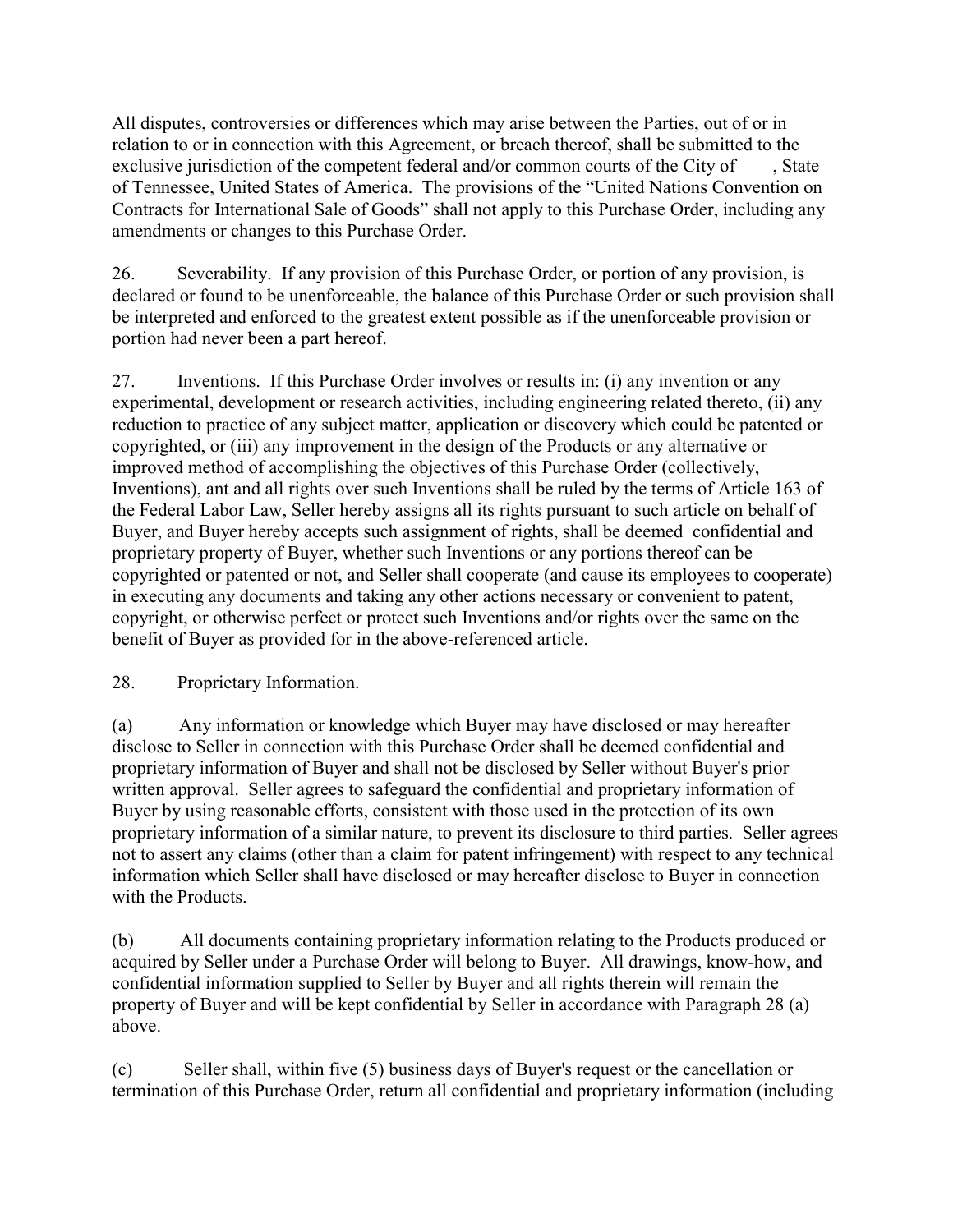All disputes, controversies or differences which may arise between the Parties, out of or in relation to or in connection with this Agreement, or breach thereof, shall be submitted to the exclusive jurisdiction of the competent federal and/or common courts of the City of , State of Tennessee, United States of America. The provisions of the "United Nations Convention on Contracts for International Sale of Goods" shall not apply to this Purchase Order, including any amendments or changes to this Purchase Order.

26. Severability. If any provision of this Purchase Order, or portion of any provision, is declared or found to be unenforceable, the balance of this Purchase Order or such provision shall be interpreted and enforced to the greatest extent possible as if the unenforceable provision or portion had never been a part hereof.

27. Inventions. If this Purchase Order involves or results in: (i) any invention or any experimental, development or research activities, including engineering related thereto, (ii) any reduction to practice of any subject matter, application or discovery which could be patented or copyrighted, or (iii) any improvement in the design of the Products or any alternative or improved method of accomplishing the objectives of this Purchase Order (collectively, Inventions), ant and all rights over such Inventions shall be ruled by the terms of Article 163 of the Federal Labor Law, Seller hereby assigns all its rights pursuant to such article on behalf of Buyer, and Buyer hereby accepts such assignment of rights, shall be deemed confidential and proprietary property of Buyer, whether such Inventions or any portions thereof can be copyrighted or patented or not, and Seller shall cooperate (and cause its employees to cooperate) in executing any documents and taking any other actions necessary or convenient to patent, copyright, or otherwise perfect or protect such Inventions and/or rights over the same on the benefit of Buyer as provided for in the above-referenced article.

28. Proprietary Information.

(a) Any information or knowledge which Buyer may have disclosed or may hereafter disclose to Seller in connection with this Purchase Order shall be deemed confidential and proprietary information of Buyer and shall not be disclosed by Seller without Buyer's prior written approval. Seller agrees to safeguard the confidential and proprietary information of Buyer by using reasonable efforts, consistent with those used in the protection of its own proprietary information of a similar nature, to prevent its disclosure to third parties. Seller agrees not to assert any claims (other than a claim for patent infringement) with respect to any technical information which Seller shall have disclosed or may hereafter disclose to Buyer in connection with the Products.

(b) All documents containing proprietary information relating to the Products produced or acquired by Seller under a Purchase Order will belong to Buyer. All drawings, know-how, and confidential information supplied to Seller by Buyer and all rights therein will remain the property of Buyer and will be kept confidential by Seller in accordance with Paragraph 28 (a) above.

(c) Seller shall, within five (5) business days of Buyer's request or the cancellation or termination of this Purchase Order, return all confidential and proprietary information (including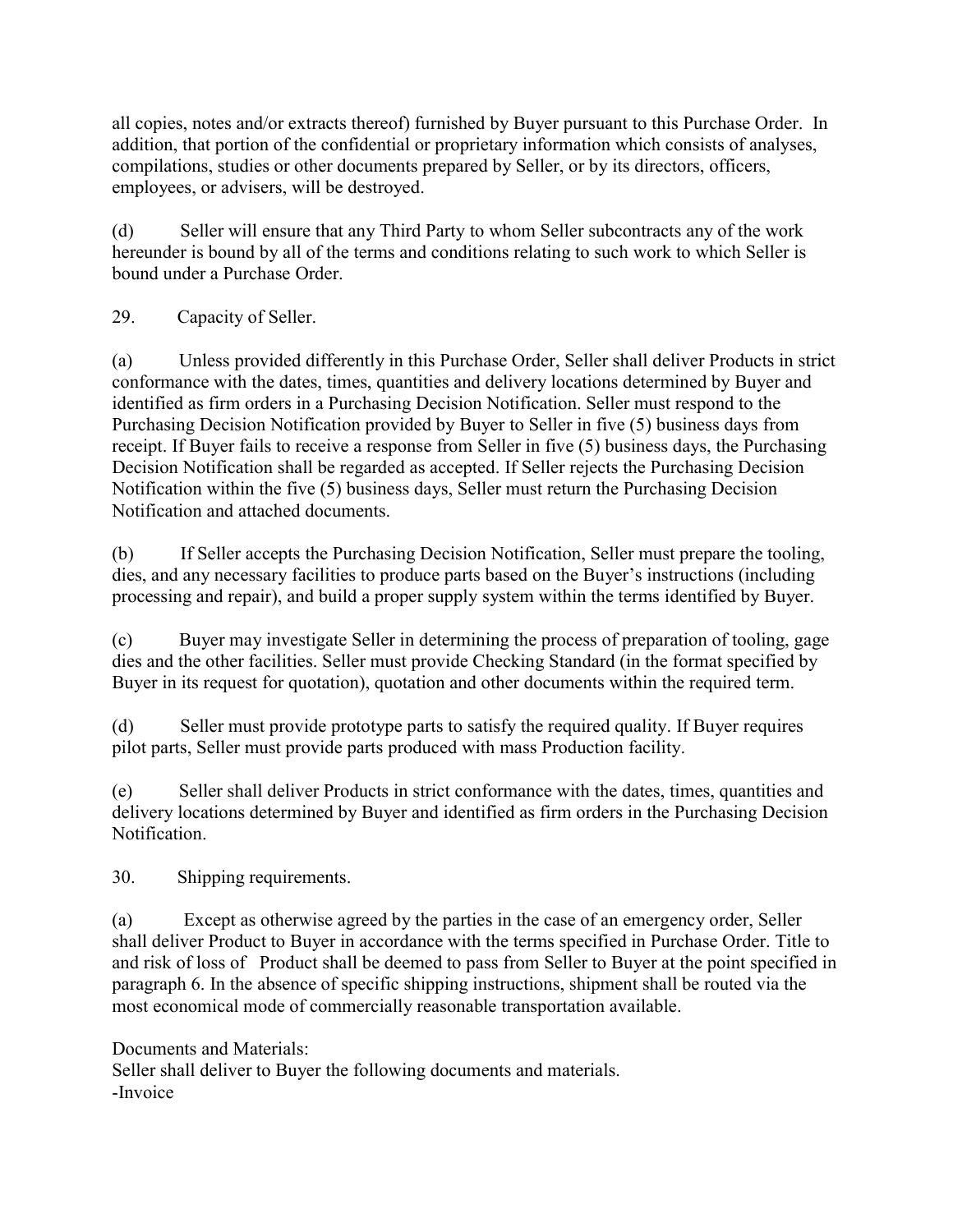all copies, notes and/or extracts thereof) furnished by Buyer pursuant to this Purchase Order. In addition, that portion of the confidential or proprietary information which consists of analyses, compilations, studies or other documents prepared by Seller, or by its directors, officers, employees, or advisers, will be destroyed.

(d) Seller will ensure that any Third Party to whom Seller subcontracts any of the work hereunder is bound by all of the terms and conditions relating to such work to which Seller is bound under a Purchase Order.

29. Capacity of Seller.

(a) Unless provided differently in this Purchase Order, Seller shall deliver Products in strict conformance with the dates, times, quantities and delivery locations determined by Buyer and identified as firm orders in a Purchasing Decision Notification. Seller must respond to the Purchasing Decision Notification provided by Buyer to Seller in five (5) business days from receipt. If Buyer fails to receive a response from Seller in five (5) business days, the Purchasing Decision Notification shall be regarded as accepted. If Seller rejects the Purchasing Decision Notification within the five (5) business days, Seller must return the Purchasing Decision Notification and attached documents.

(b) If Seller accepts the Purchasing Decision Notification, Seller must prepare the tooling, dies, and any necessary facilities to produce parts based on the Buyer's instructions (including processing and repair), and build a proper supply system within the terms identified by Buyer.

(c) Buyer may investigate Seller in determining the process of preparation of tooling, gage dies and the other facilities. Seller must provide Checking Standard (in the format specified by Buyer in its request for quotation), quotation and other documents within the required term.

(d) Seller must provide prototype parts to satisfy the required quality. If Buyer requires pilot parts, Seller must provide parts produced with mass Production facility.

(e) Seller shall deliver Products in strict conformance with the dates, times, quantities and delivery locations determined by Buyer and identified as firm orders in the Purchasing Decision Notification.

30. Shipping requirements.

(a) Except as otherwise agreed by the parties in the case of an emergency order, Seller shall deliver Product to Buyer in accordance with the terms specified in Purchase Order. Title to and risk of loss of Product shall be deemed to pass from Seller to Buyer at the point specified in paragraph 6. In the absence of specific shipping instructions, shipment shall be routed via the most economical mode of commercially reasonable transportation available.

Documents and Materials:
Seller shall deliver to Buyer the following documents and materials.
-Invoice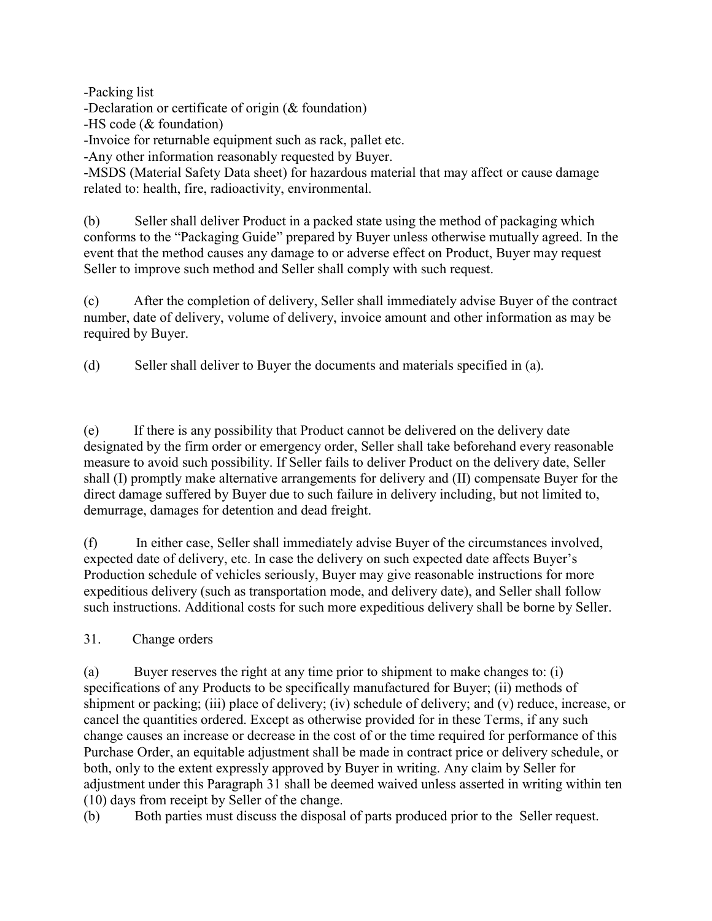-Packing list
-Declaration or certificate of origin (& foundation)
-HS code (& foundation)
-Invoice for returnable equipment such as rack, pallet etc.
-Any other information reasonably requested by Buyer.
-MSDS (Material Safety Data sheet) for hazardous material that may affect or cause damage related to: health, fire, radioactivity, environmental.

(b) Seller shall deliver Product in a packed state using the method of packaging which conforms to the "Packaging Guide" prepared by Buyer unless otherwise mutually agreed. In the event that the method causes any damage to or adverse effect on Product, Buyer may request Seller to improve such method and Seller shall comply with such request.

(c) After the completion of delivery, Seller shall immediately advise Buyer of the contract number, date of delivery, volume of delivery, invoice amount and other information as may be required by Buyer.

(d) Seller shall deliver to Buyer the documents and materials specified in (a).

(e) If there is any possibility that Product cannot be delivered on the delivery date designated by the firm order or emergency order, Seller shall take beforehand every reasonable measure to avoid such possibility. If Seller fails to deliver Product on the delivery date, Seller shall (I) promptly make alternative arrangements for delivery and (II) compensate Buyer for the direct damage suffered by Buyer due to such failure in delivery including, but not limited to, demurrage, damages for detention and dead freight.

(f) In either case, Seller shall immediately advise Buyer of the circumstances involved, expected date of delivery, etc. In case the delivery on such expected date affects Buyer's Production schedule of vehicles seriously, Buyer may give reasonable instructions for more expeditious delivery (such as transportation mode, and delivery date), and Seller shall follow such instructions. Additional costs for such more expeditious delivery shall be borne by Seller.

31. Change orders

(a) Buyer reserves the right at any time prior to shipment to make changes to: (i) specifications of any Products to be specifically manufactured for Buyer; (ii) methods of shipment or packing; (iii) place of delivery; (iv) schedule of delivery; and (v) reduce, increase, or cancel the quantities ordered. Except as otherwise provided for in these Terms, if any such change causes an increase or decrease in the cost of or the time required for performance of this Purchase Order, an equitable adjustment shall be made in contract price or delivery schedule, or both, only to the extent expressly approved by Buyer in writing. Any claim by Seller for adjustment under this Paragraph 31 shall be deemed waived unless asserted in writing within ten (10) days from receipt by Seller of the change.
(b) Both parties must discuss the disposal of parts produced prior to the Seller request.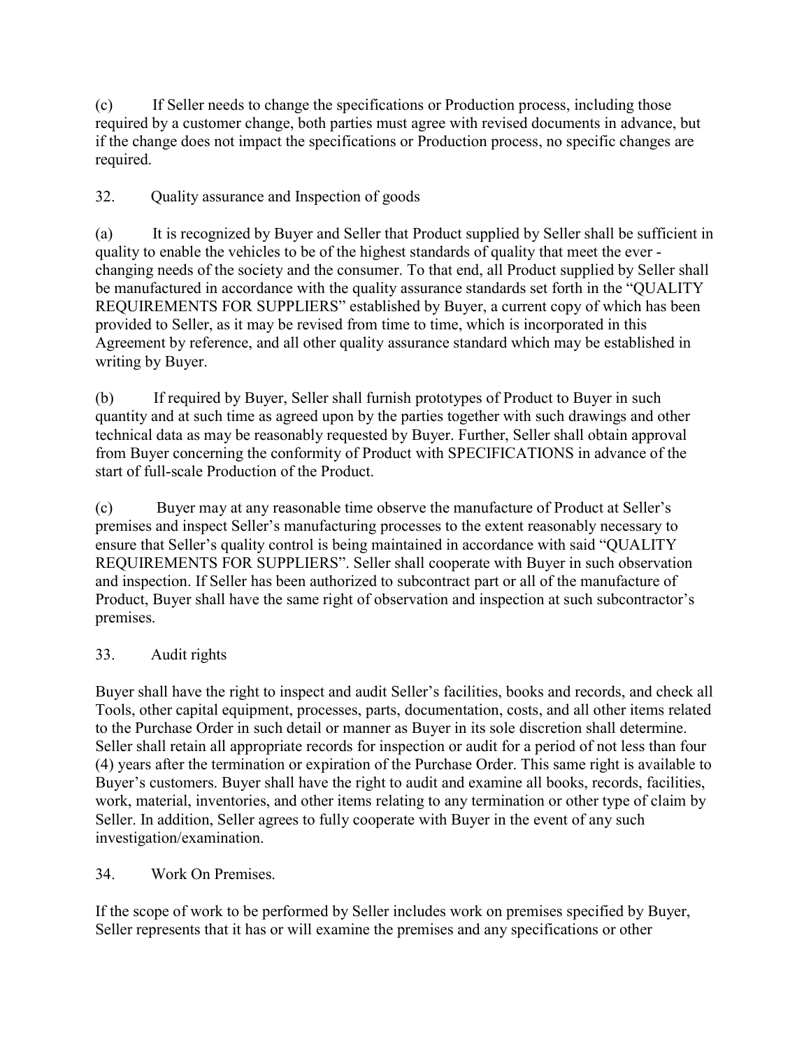(c) If Seller needs to change the specifications or Production process, including those required by a customer change, both parties must agree with revised documents in advance, but if the change does not impact the specifications or Production process, no specific changes are required.

32. Quality assurance and Inspection of goods

(a) It is recognized by Buyer and Seller that Product supplied by Seller shall be sufficient in quality to enable the vehicles to be of the highest standards of quality that meet the ever - changing needs of the society and the consumer. To that end, all Product supplied by Seller shall be manufactured in accordance with the quality assurance standards set forth in the "QUALITY REQUIREMENTS FOR SUPPLIERS" established by Buyer, a current copy of which has been provided to Seller, as it may be revised from time to time, which is incorporated in this Agreement by reference, and all other quality assurance standard which may be established in writing by Buyer.

(b) If required by Buyer, Seller shall furnish prototypes of Product to Buyer in such quantity and at such time as agreed upon by the parties together with such drawings and other technical data as may be reasonably requested by Buyer. Further, Seller shall obtain approval from Buyer concerning the conformity of Product with SPECIFICATIONS in advance of the start of full-scale Production of the Product.

(c) Buyer may at any reasonable time observe the manufacture of Product at Seller's premises and inspect Seller's manufacturing processes to the extent reasonably necessary to ensure that Seller's quality control is being maintained in accordance with said "QUALITY REQUIREMENTS FOR SUPPLIERS". Seller shall cooperate with Buyer in such observation and inspection. If Seller has been authorized to subcontract part or all of the manufacture of Product, Buyer shall have the same right of observation and inspection at such subcontractor's premises.

33. Audit rights

Buyer shall have the right to inspect and audit Seller's facilities, books and records, and check all Tools, other capital equipment, processes, parts, documentation, costs, and all other items related to the Purchase Order in such detail or manner as Buyer in its sole discretion shall determine. Seller shall retain all appropriate records for inspection or audit for a period of not less than four (4) years after the termination or expiration of the Purchase Order. This same right is available to Buyer's customers. Buyer shall have the right to audit and examine all books, records, facilities, work, material, inventories, and other items relating to any termination or other type of claim by Seller. In addition, Seller agrees to fully cooperate with Buyer in the event of any such investigation/examination.

34. Work On Premises.

If the scope of work to be performed by Seller includes work on premises specified by Buyer, Seller represents that it has or will examine the premises and any specifications or other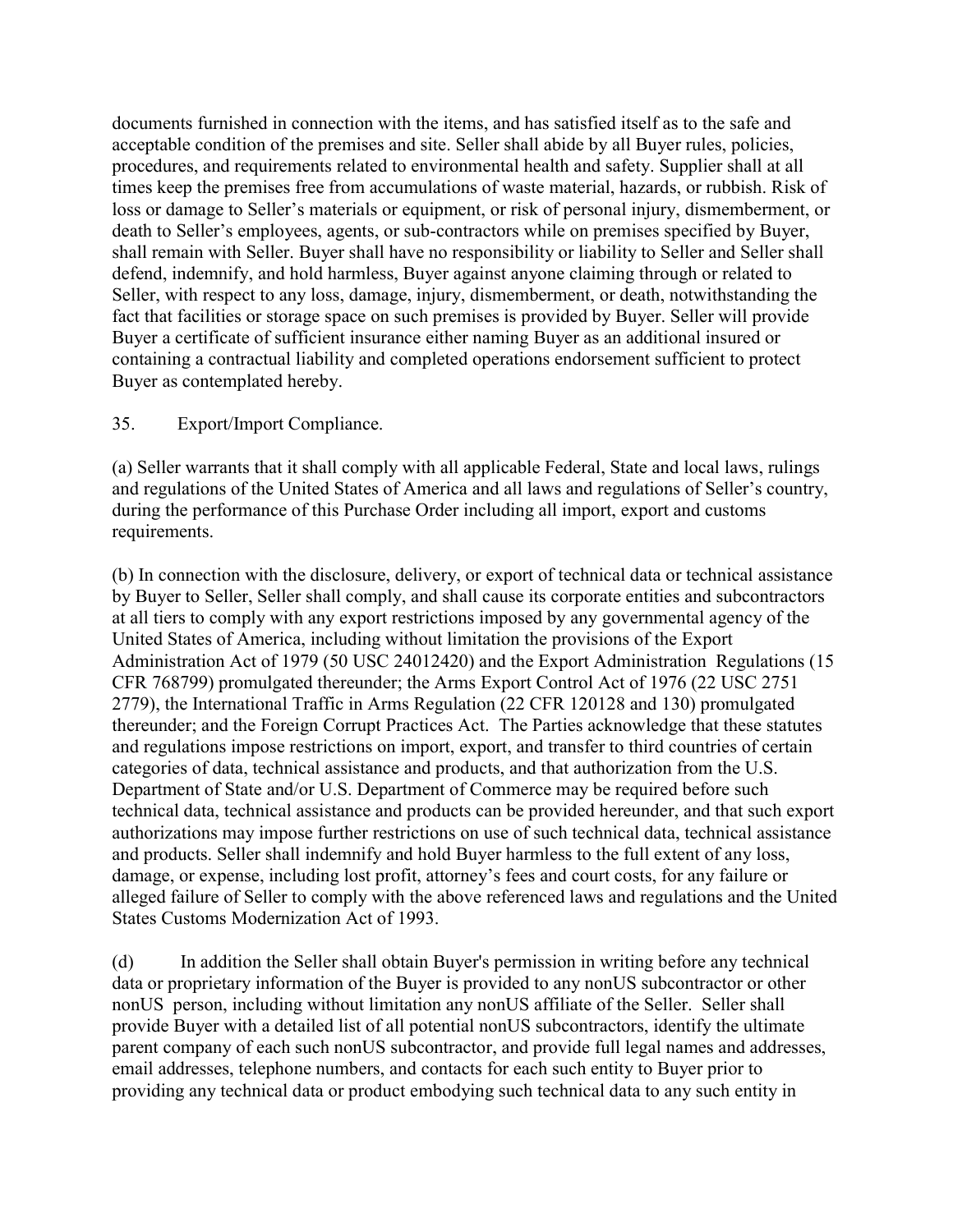documents furnished in connection with the items, and has satisfied itself as to the safe and acceptable condition of the premises and site. Seller shall abide by all Buyer rules, policies, procedures, and requirements related to environmental health and safety. Supplier shall at all times keep the premises free from accumulations of waste material, hazards, or rubbish. Risk of loss or damage to Seller's materials or equipment, or risk of personal injury, dismemberment, or death to Seller's employees, agents, or sub-contractors while on premises specified by Buyer, shall remain with Seller. Buyer shall have no responsibility or liability to Seller and Seller shall defend, indemnify, and hold harmless, Buyer against anyone claiming through or related to Seller, with respect to any loss, damage, injury, dismemberment, or death, notwithstanding the fact that facilities or storage space on such premises is provided by Buyer. Seller will provide Buyer a certificate of sufficient insurance either naming Buyer as an additional insured or containing a contractual liability and completed operations endorsement sufficient to protect Buyer as contemplated hereby.

35. Export/Import Compliance.

(a) Seller warrants that it shall comply with all applicable Federal, State and local laws, rulings and regulations of the United States of America and all laws and regulations of Seller's country, during the performance of this Purchase Order including all import, export and customs requirements.

(b) In connection with the disclosure, delivery, or export of technical data or technical assistance by Buyer to Seller, Seller shall comply, and shall cause its corporate entities and subcontractors at all tiers to comply with any export restrictions imposed by any governmental agency of the United States of America, including without limitation the provisions of the Export Administration Act of 1979 (50 USC 24012420) and the Export Administration Regulations (15 CFR 768799) promulgated thereunder; the Arms Export Control Act of 1976 (22 USC 2751 2779), the International Traffic in Arms Regulation (22 CFR 120128 and 130) promulgated thereunder; and the Foreign Corrupt Practices Act. The Parties acknowledge that these statutes and regulations impose restrictions on import, export, and transfer to third countries of certain categories of data, technical assistance and products, and that authorization from the U.S. Department of State and/or U.S. Department of Commerce may be required before such technical data, technical assistance and products can be provided hereunder, and that such export authorizations may impose further restrictions on use of such technical data, technical assistance and products. Seller shall indemnify and hold Buyer harmless to the full extent of any loss, damage, or expense, including lost profit, attorney's fees and court costs, for any failure or alleged failure of Seller to comply with the above referenced laws and regulations and the United States Customs Modernization Act of 1993.

(d) In addition the Seller shall obtain Buyer's permission in writing before any technical data or proprietary information of the Buyer is provided to any nonUS subcontractor or other nonUS person, including without limitation any nonUS affiliate of the Seller. Seller shall provide Buyer with a detailed list of all potential nonUS subcontractors, identify the ultimate parent company of each such nonUS subcontractor, and provide full legal names and addresses, email addresses, telephone numbers, and contacts for each such entity to Buyer prior to providing any technical data or product embodying such technical data to any such entity in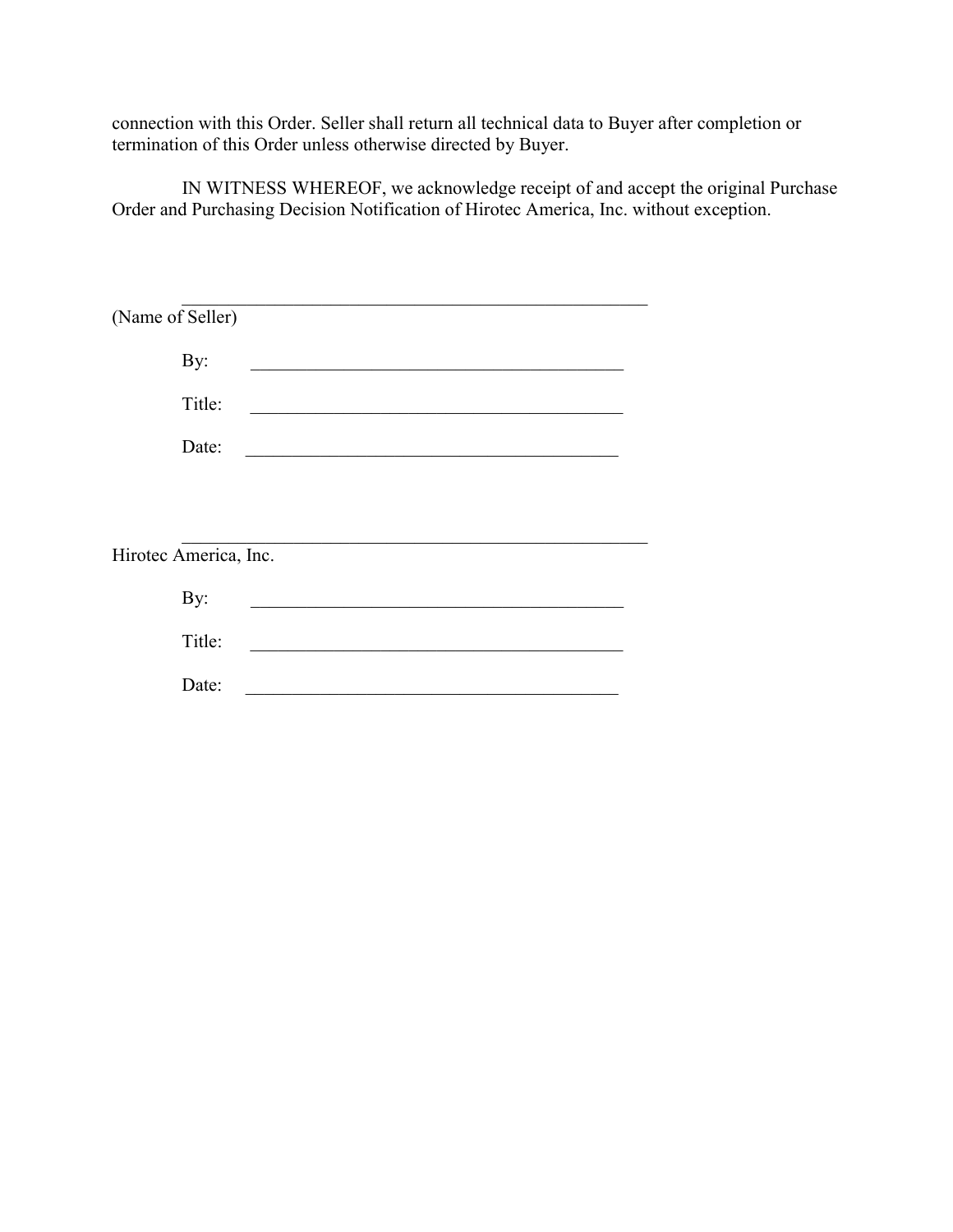connection with this Order. Seller shall return all technical data to Buyer after completion or termination of this Order unless otherwise directed by Buyer.

IN WITNESS WHEREOF, we acknowledge receipt of and accept the original Purchase Order and Purchasing Decision Notification of Hirotec America, Inc. without exception.

______________________________________________________

(Name of Seller)

By: ________________________________________

Title: ________________________________________

Date: ________________________________________

______________________________________________________

Hirotec America, Inc.

By: ________________________________________

Title: ________________________________________

Date: ________________________________________